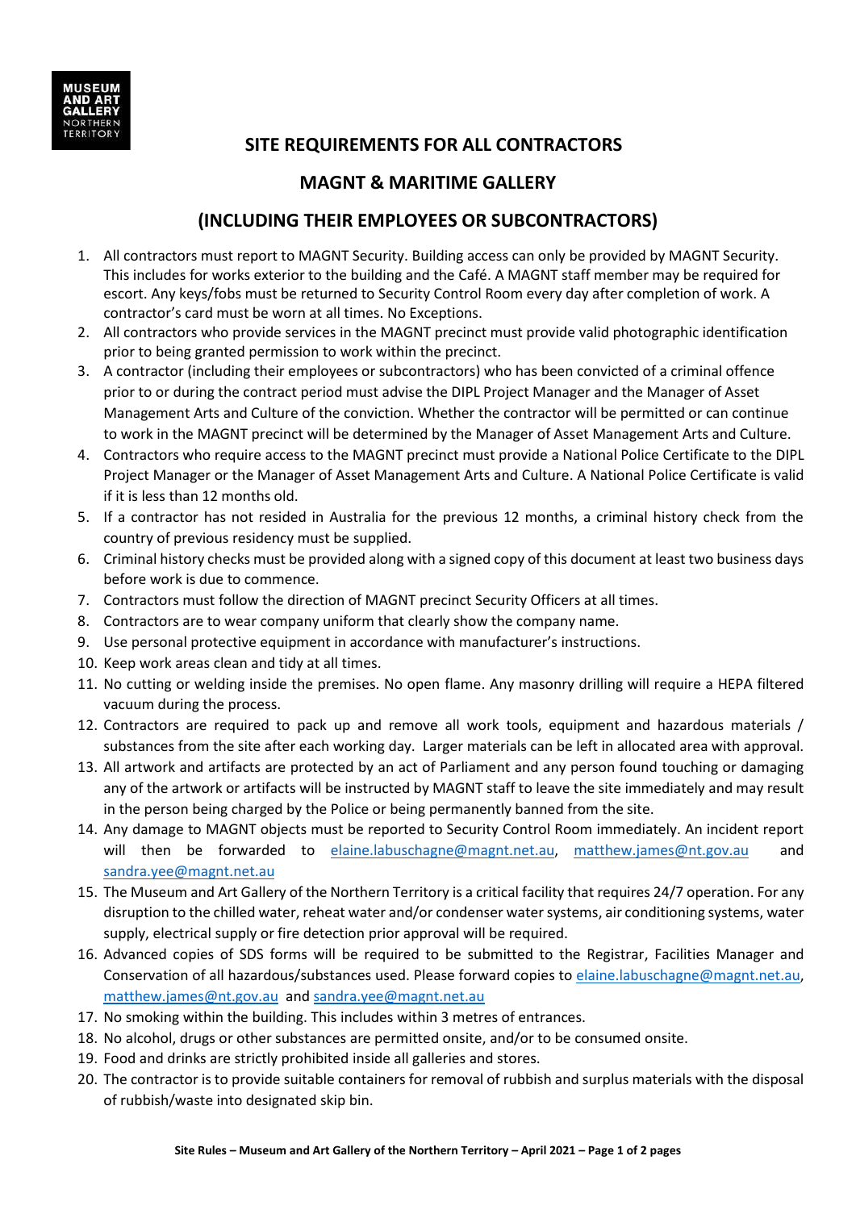MUSEUM AND ART GALLERY NORTHERN TERRITORY

# SITE REQUIREMENTS FOR ALL CONTRACTORS

## MAGNT & MARITIME GALLERY

## (INCLUDING THEIR EMPLOYEES OR SUBCONTRACTORS)

1. All contractors must report to MAGNT Security. Building access can only be provided by MAGNT Security. This includes for works exterior to the building and the Café. A MAGNT staff member may be required for escort. Any keys/fobs must be returned to Security Control Room every day after completion of work. A contractor's card must be worn at all times. No Exceptions.
2. All contractors who provide services in the MAGNT precinct must provide valid photographic identification prior to being granted permission to work within the precinct.
3. A contractor (including their employees or subcontractors) who has been convicted of a criminal offence prior to or during the contract period must advise the DIPL Project Manager and the Manager of Asset Management Arts and Culture of the conviction. Whether the contractor will be permitted or can continue to work in the MAGNT precinct will be determined by the Manager of Asset Management Arts and Culture.
4. Contractors who require access to the MAGNT precinct must provide a National Police Certificate to the DIPL Project Manager or the Manager of Asset Management Arts and Culture. A National Police Certificate is valid if it is less than 12 months old.
5. If a contractor has not resided in Australia for the previous 12 months, a criminal history check from the country of previous residency must be supplied.
6. Criminal history checks must be provided along with a signed copy of this document at least two business days before work is due to commence.
7. Contractors must follow the direction of MAGNT precinct Security Officers at all times.
8. Contractors are to wear company uniform that clearly show the company name.
9. Use personal protective equipment in accordance with manufacturer's instructions.
10. Keep work areas clean and tidy at all times.
11. No cutting or welding inside the premises. No open flame. Any masonry drilling will require a HEPA filtered vacuum during the process.
12. Contractors are required to pack up and remove all work tools, equipment and hazardous materials / substances from the site after each working day. Larger materials can be left in allocated area with approval.
13. All artwork and artifacts are protected by an act of Parliament and any person found touching or damaging any of the artwork or artifacts will be instructed by MAGNT staff to leave the site immediately and may result in the person being charged by the Police or being permanently banned from the site.
14. Any damage to MAGNT objects must be reported to Security Control Room immediately. An incident report will then be forwarded to elaine.labuschagne@magnt.net.au, matthew.james@nt.gov.au and sandra.yee@magnt.net.au
15. The Museum and Art Gallery of the Northern Territory is a critical facility that requires 24/7 operation. For any disruption to the chilled water, reheat water and/or condenser water systems, air conditioning systems, water supply, electrical supply or fire detection prior approval will be required.
16. Advanced copies of SDS forms will be required to be submitted to the Registrar, Facilities Manager and Conservation of all hazardous/substances used. Please forward copies to elaine.labuschagne@magnt.net.au, matthew.james@nt.gov.au and sandra.yee@magnt.net.au
17. No smoking within the building. This includes within 3 metres of entrances.
18. No alcohol, drugs or other substances are permitted onsite, and/or to be consumed onsite.
19. Food and drinks are strictly prohibited inside all galleries and stores.
20. The contractor is to provide suitable containers for removal of rubbish and surplus materials with the disposal of rubbish/waste into designated skip bin.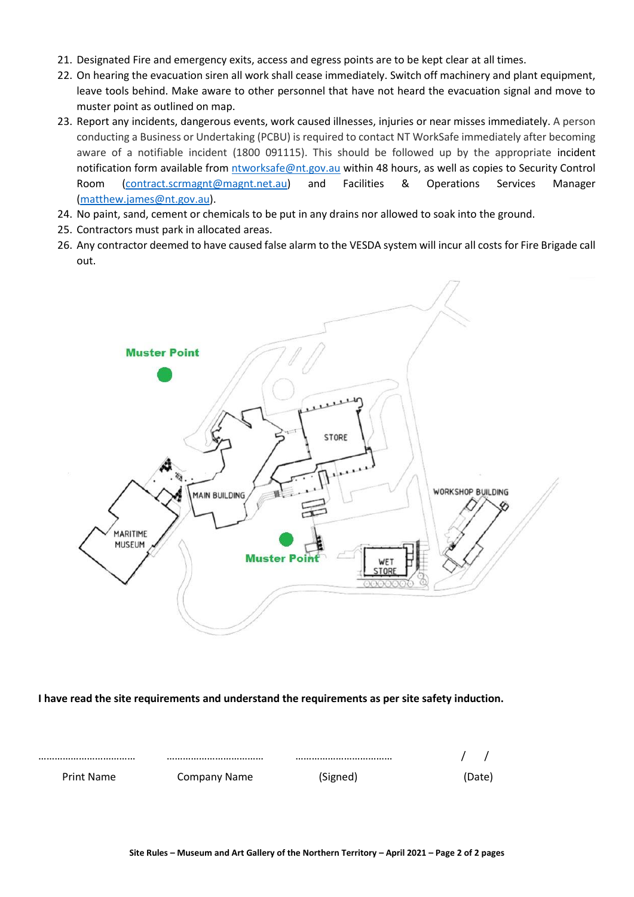21. Designated Fire and emergency exits, access and egress points are to be kept clear at all times.
22. On hearing the evacuation siren all work shall cease immediately. Switch off machinery and plant equipment, leave tools behind. Make aware to other personnel that have not heard the evacuation signal and move to muster point as outlined on map.
23. Report any incidents, dangerous events, work caused illnesses, injuries or near misses immediately. A person conducting a Business or Undertaking (PCBU) is required to contact NT WorkSafe immediately after becoming aware of a notifiable incident (1800 091115). This should be followed up by the appropriate incident notification form available from [ntworksafe@nt.gov.au](mailto:ntworksafe@nt.gov.au) within 48 hours, as well as copies to Security Control Room ([contract.scrmagnt@magnt.net.au](mailto:contract.scrmagnt@magnt.net.au)) and Facilities & Operations Services Manager ([matthew.james@nt.gov.au](mailto:matthew.james@nt.gov.au)).
24. No paint, sand, cement or chemicals to be put in any drains nor allowed to soak into the ground.
25. Contractors must park in allocated areas.
26. Any contractor deemed to have caused false alarm to the VESDA system will incur all costs for Fire Brigade call out.

Muster Point

STORE

MAIN BUILDING

WORKSHOP BUILDING

MARITIME MUSEUM

Muster Point

WET STORE

**I have read the site requirements and understand the requirements as per site safety induction.**

| | | | |
|---|---|---|---|
| ……………………………… | ……………………………… | ……………………………… | / / |
| Print Name | Company Name | (Signed) | (Date) |